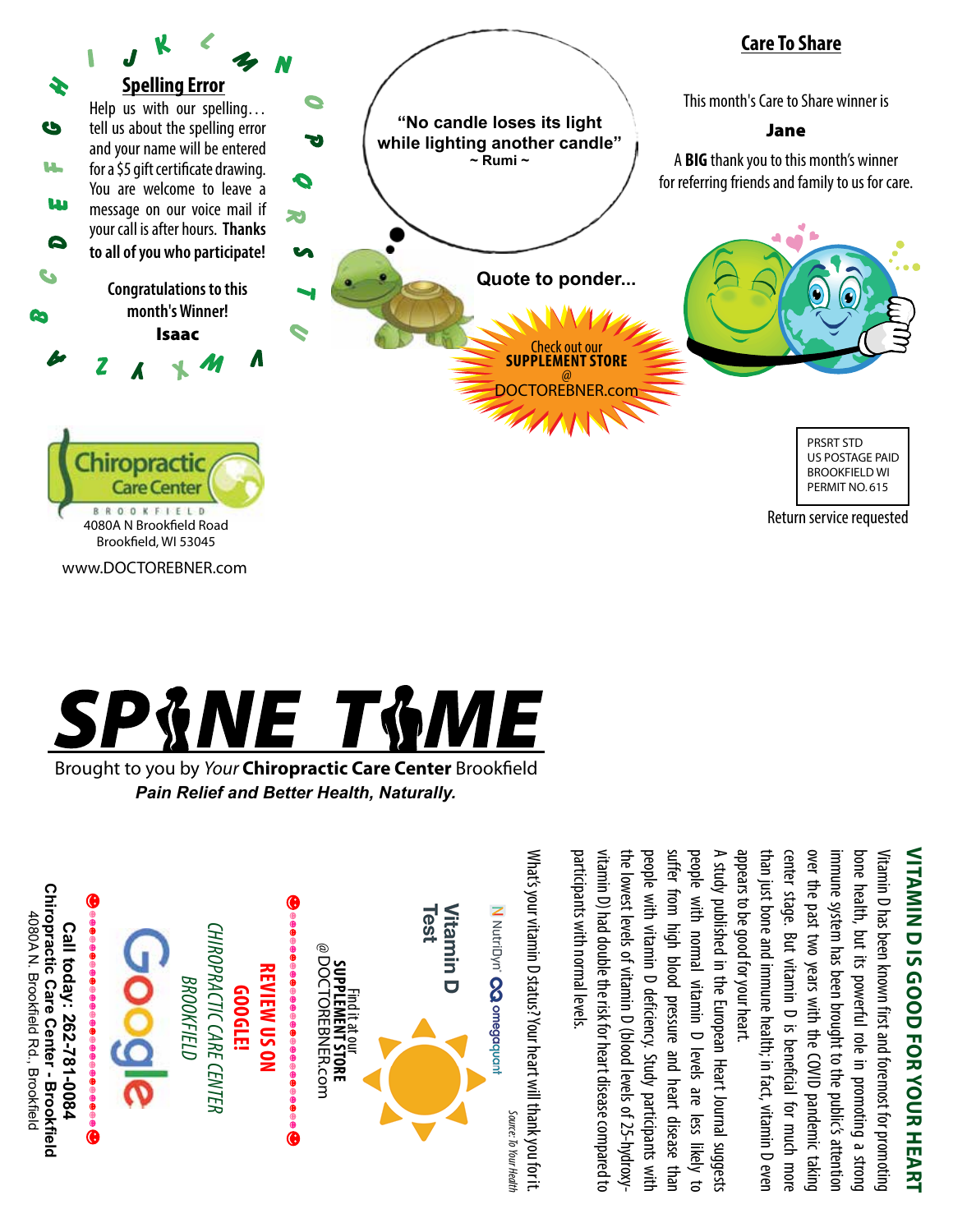## Spelling Error

Help us with our spelling… tell us about the spelling error and your name will be entered for a $5 gift certificate drawing. You are welcome to leave a message on our voice mail if your call is after hours. **Thanks to all of you who participate!**

Congratulations to this month's Winner!

**Isaac**

"No candle loses its light while lighting another candle"
~ Rumi ~

**Quote to ponder...**

Check out our **SUPPLEMENT STORE** @ DOCTOREBNER.com

## Care To Share

This month's Care to Share winner is

**Jane**

A **BIG** thank you to this month's winner for referring friends and family to us for care.

Chiropractic Care Center
BROOKFIELD
4080A N Brookfield Road
Brookfield, WI 53045

www.DOCTOREBNER.com

PRSRT STD
US POSTAGE PAID
BROOKFIELD WI
PERMIT NO. 615

Return service requested

# SPINE TIME

Brought to you by *Your* **Chiropractic Care Center** Brookfield

***Pain Relief and Better Health, Naturally.***

## VITAMIN D IS GOOD FOR YOUR HEART

Vitamin D has been known first and foremost for promoting bone health, but its powerful role in promoting a strong immune system has been brought to the public's attention over the past two years with the COVID pandemic taking center stage. But vitamin D is beneficial for much more than just bone and immune health; in fact, vitamin D even appears to be good for your heart.

A study published in the European Heart Journal suggests people with normal vitamin D levels are less likely to suffer from high blood pressure and heart disease than people with vitamin D deficiency. Study participants with the lowest levels of vitamin D (blood levels of 25-hydroxy-vitamin D) had double the risk for heart disease compared to participants with normal levels.

What's your vitamin D status? Your heart will thank you for it.

*Source: To Your Health*

NutriDyn® omegaquant

**Vitamin D Test**

Find it at our **SUPPLEMENT STORE** @ DOCTOREBNER.com

**REVIEW US ON GOOGLE!**

*CHIROPRACTIC CARE CENTER BROOKFIELD*

Google

**Call today: 262-781-0084**
**Chiropractic Care Center - Brookfield**
4080A N. Brookfield Rd., Brookfield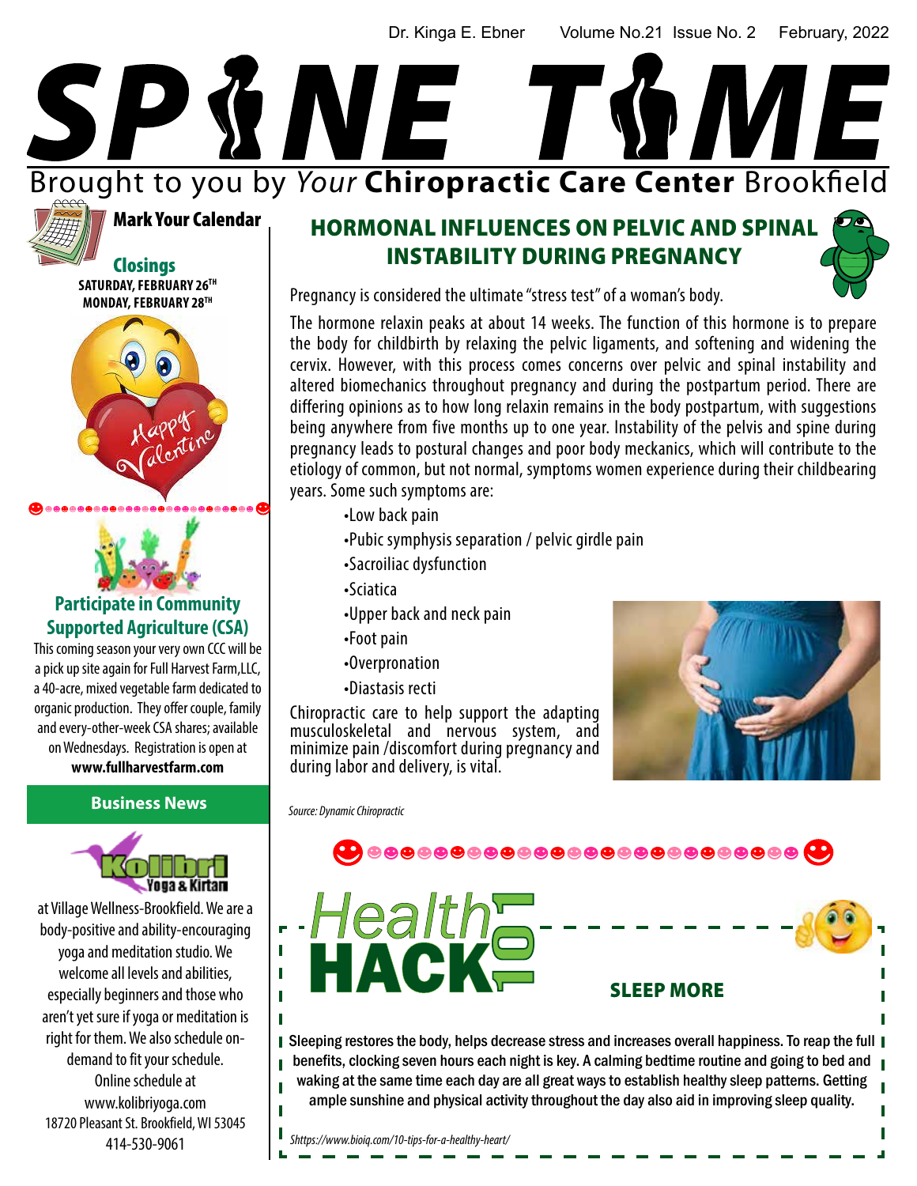Dr. Kinga E. Ebner Volume No.21 Issue No. 2 February, 2022

# SPINE TIME

Brought to you by *Your* **Chiropractic Care Center** Brookfield

## Mark Your Calendar

### Closings

**SATURDAY, FEBRUARY 26TH**
**MONDAY, FEBRUARY 28TH**

### Participate in Community Supported Agriculture (CSA)

This coming season your very own CCC will be a pick up site again for Full Harvest Farm,LLC, a 40-acre, mixed vegetable farm dedicated to organic production. They offer couple, family and every-other-week CSA shares; available on Wednesdays. Registration is open at **www.fullharvestfarm.com**

### Business News

Kolibri Yoga & Kirtan

at Village Wellness-Brookfield. We are a body-positive and ability-encouraging yoga and meditation studio. We welcome all levels and abilities, especially beginners and those who aren't yet sure if yoga or meditation is right for them. We also schedule on-demand to fit your schedule.
Online schedule at www.kolibriyoga.com
18720 Pleasant St. Brookfield, WI 53045
414-530-9061

## HORMONAL INFLUENCES ON PELVIC AND SPINAL INSTABILITY DURING PREGNANCY

Pregnancy is considered the ultimate "stress test" of a woman's body.

The hormone relaxin peaks at about 14 weeks. The function of this hormone is to prepare the body for childbirth by relaxing the pelvic ligaments, and softening and widening the cervix. However, with this process comes concerns over pelvic and spinal instability and altered biomechanics throughout pregnancy and during the postpartum period. There are differing opinions as to how long relaxin remains in the body postpartum, with suggestions being anywhere from five months up to one year. Instability of the pelvis and spine during pregnancy leads to postural changes and poor body meckanics, which will contribute to the etiology of common, but not normal, symptoms women experience during their childbearing years. Some such symptoms are:

- Low back pain
- Pubic symphysis separation / pelvic girdle pain
- Sacroiliac dysfunction
- Sciatica
- Upper back and neck pain
- Foot pain
- Overpronation
- Diastasis recti

Chiropractic care to help support the adapting musculoskeletal and nervous system, and minimize pain /discomfort during pregnancy and during labor and delivery, is vital.

*Source: Dynamic Chiropractic*

## Health HACK 101

### SLEEP MORE

Sleeping restores the body, helps decrease stress and increases overall happiness. To reap the full benefits, clocking seven hours each night is key. A calming bedtime routine and going to bed and waking at the same time each day are all great ways to establish healthy sleep patterns. Getting ample sunshine and physical activity throughout the day also aid in improving sleep quality.

*Shttps://www.bioiq.com/10-tips-for-a-healthy-heart/*